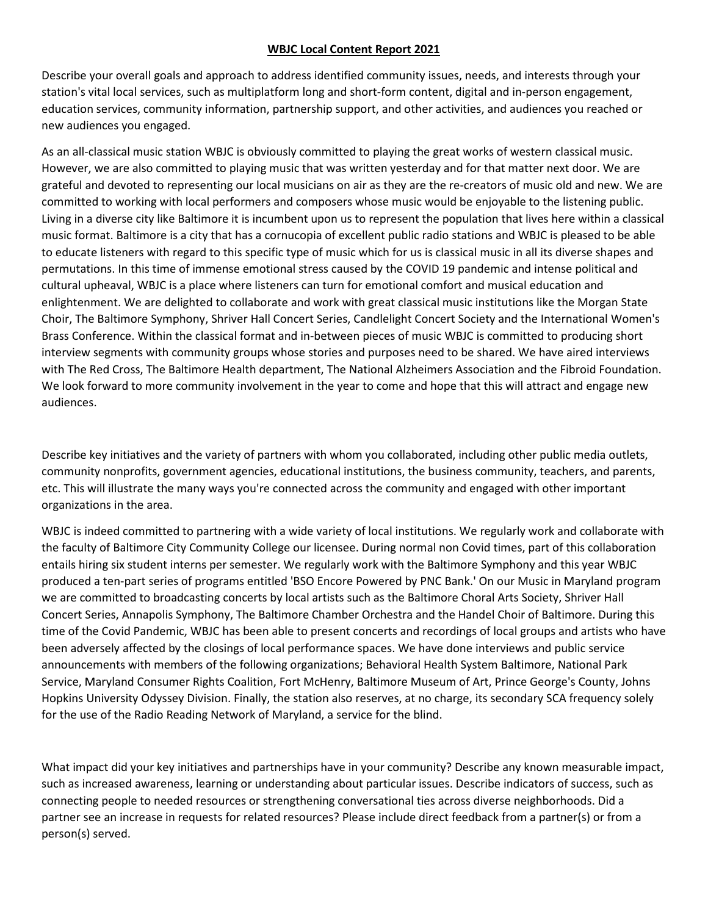**WBJC Local Content Report 2021**

Describe your overall goals and approach to address identified community issues, needs, and interests through your station's vital local services, such as multiplatform long and short-form content, digital and in-person engagement, education services, community information, partnership support, and other activities, and audiences you reached or new audiences you engaged.

As an all-classical music station WBJC is obviously committed to playing the great works of western classical music. However, we are also committed to playing music that was written yesterday and for that matter next door. We are grateful and devoted to representing our local musicians on air as they are the re-creators of music old and new. We are committed to working with local performers and composers whose music would be enjoyable to the listening public. Living in a diverse city like Baltimore it is incumbent upon us to represent the population that lives here within a classical music format. Baltimore is a city that has a cornucopia of excellent public radio stations and WBJC is pleased to be able to educate listeners with regard to this specific type of music which for us is classical music in all its diverse shapes and permutations. In this time of immense emotional stress caused by the COVID 19 pandemic and intense political and cultural upheaval, WBJC is a place where listeners can turn for emotional comfort and musical education and enlightenment. We are delighted to collaborate and work with great classical music institutions like the Morgan State Choir, The Baltimore Symphony, Shriver Hall Concert Series, Candlelight Concert Society and the International Women's Brass Conference. Within the classical format and in-between pieces of music WBJC is committed to producing short interview segments with community groups whose stories and purposes need to be shared. We have aired interviews with The Red Cross, The Baltimore Health department, The National Alzheimers Association and the Fibroid Foundation. We look forward to more community involvement in the year to come and hope that this will attract and engage new audiences.

Describe key initiatives and the variety of partners with whom you collaborated, including other public media outlets, community nonprofits, government agencies, educational institutions, the business community, teachers, and parents, etc. This will illustrate the many ways you're connected across the community and engaged with other important organizations in the area.

WBJC is indeed committed to partnering with a wide variety of local institutions. We regularly work and collaborate with the faculty of Baltimore City Community College our licensee. During normal non Covid times, part of this collaboration entails hiring six student interns per semester. We regularly work with the Baltimore Symphony and this year WBJC produced a ten-part series of programs entitled 'BSO Encore Powered by PNC Bank.' On our Music in Maryland program we are committed to broadcasting concerts by local artists such as the Baltimore Choral Arts Society, Shriver Hall Concert Series, Annapolis Symphony, The Baltimore Chamber Orchestra and the Handel Choir of Baltimore. During this time of the Covid Pandemic, WBJC has been able to present concerts and recordings of local groups and artists who have been adversely affected by the closings of local performance spaces. We have done interviews and public service announcements with members of the following organizations; Behavioral Health System Baltimore, National Park Service, Maryland Consumer Rights Coalition, Fort McHenry, Baltimore Museum of Art, Prince George's County, Johns Hopkins University Odyssey Division. Finally, the station also reserves, at no charge, its secondary SCA frequency solely for the use of the Radio Reading Network of Maryland, a service for the blind.

What impact did your key initiatives and partnerships have in your community? Describe any known measurable impact, such as increased awareness, learning or understanding about particular issues. Describe indicators of success, such as connecting people to needed resources or strengthening conversational ties across diverse neighborhoods. Did a partner see an increase in requests for related resources? Please include direct feedback from a partner(s) or from a person(s) served.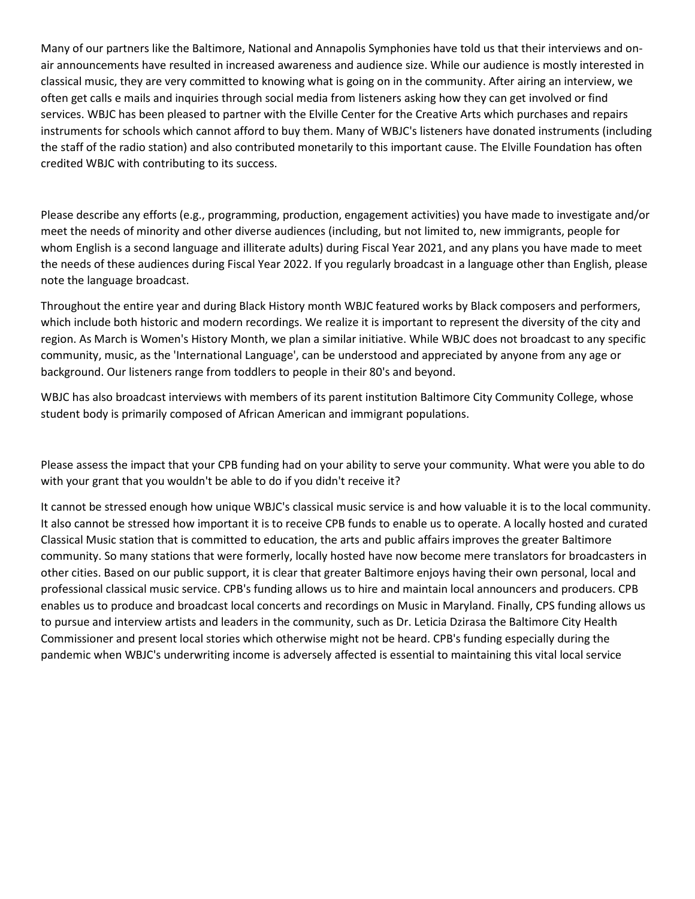Many of our partners like the Baltimore, National and Annapolis Symphonies have told us that their interviews and on-air announcements have resulted in increased awareness and audience size. While our audience is mostly interested in classical music, they are very committed to knowing what is going on in the community. After airing an interview, we often get calls e mails and inquiries through social media from listeners asking how they can get involved or find services. WBJC has been pleased to partner with the Elville Center for the Creative Arts which purchases and repairs instruments for schools which cannot afford to buy them. Many of WBJC's listeners have donated instruments (including the staff of the radio station) and also contributed monetarily to this important cause. The Elville Foundation has often credited WBJC with contributing to its success.

Please describe any efforts (e.g., programming, production, engagement activities) you have made to investigate and/or meet the needs of minority and other diverse audiences (including, but not limited to, new immigrants, people for whom English is a second language and illiterate adults) during Fiscal Year 2021, and any plans you have made to meet the needs of these audiences during Fiscal Year 2022. If you regularly broadcast in a language other than English, please note the language broadcast.

Throughout the entire year and during Black History month WBJC featured works by Black composers and performers, which include both historic and modern recordings. We realize it is important to represent the diversity of the city and region. As March is Women's History Month, we plan a similar initiative. While WBJC does not broadcast to any specific community, music, as the 'International Language', can be understood and appreciated by anyone from any age or background. Our listeners range from toddlers to people in their 80's and beyond.

WBJC has also broadcast interviews with members of its parent institution Baltimore City Community College, whose student body is primarily composed of African American and immigrant populations.

Please assess the impact that your CPB funding had on your ability to serve your community. What were you able to do with your grant that you wouldn't be able to do if you didn't receive it?

It cannot be stressed enough how unique WBJC's classical music service is and how valuable it is to the local community. It also cannot be stressed how important it is to receive CPB funds to enable us to operate. A locally hosted and curated Classical Music station that is committed to education, the arts and public affairs improves the greater Baltimore community. So many stations that were formerly, locally hosted have now become mere translators for broadcasters in other cities. Based on our public support, it is clear that greater Baltimore enjoys having their own personal, local and professional classical music service. CPB's funding allows us to hire and maintain local announcers and producers. CPB enables us to produce and broadcast local concerts and recordings on Music in Maryland. Finally, CPS funding allows us to pursue and interview artists and leaders in the community, such as Dr. Leticia Dzirasa the Baltimore City Health Commissioner and present local stories which otherwise might not be heard. CPB's funding especially during the pandemic when WBJC's underwriting income is adversely affected is essential to maintaining this vital local service